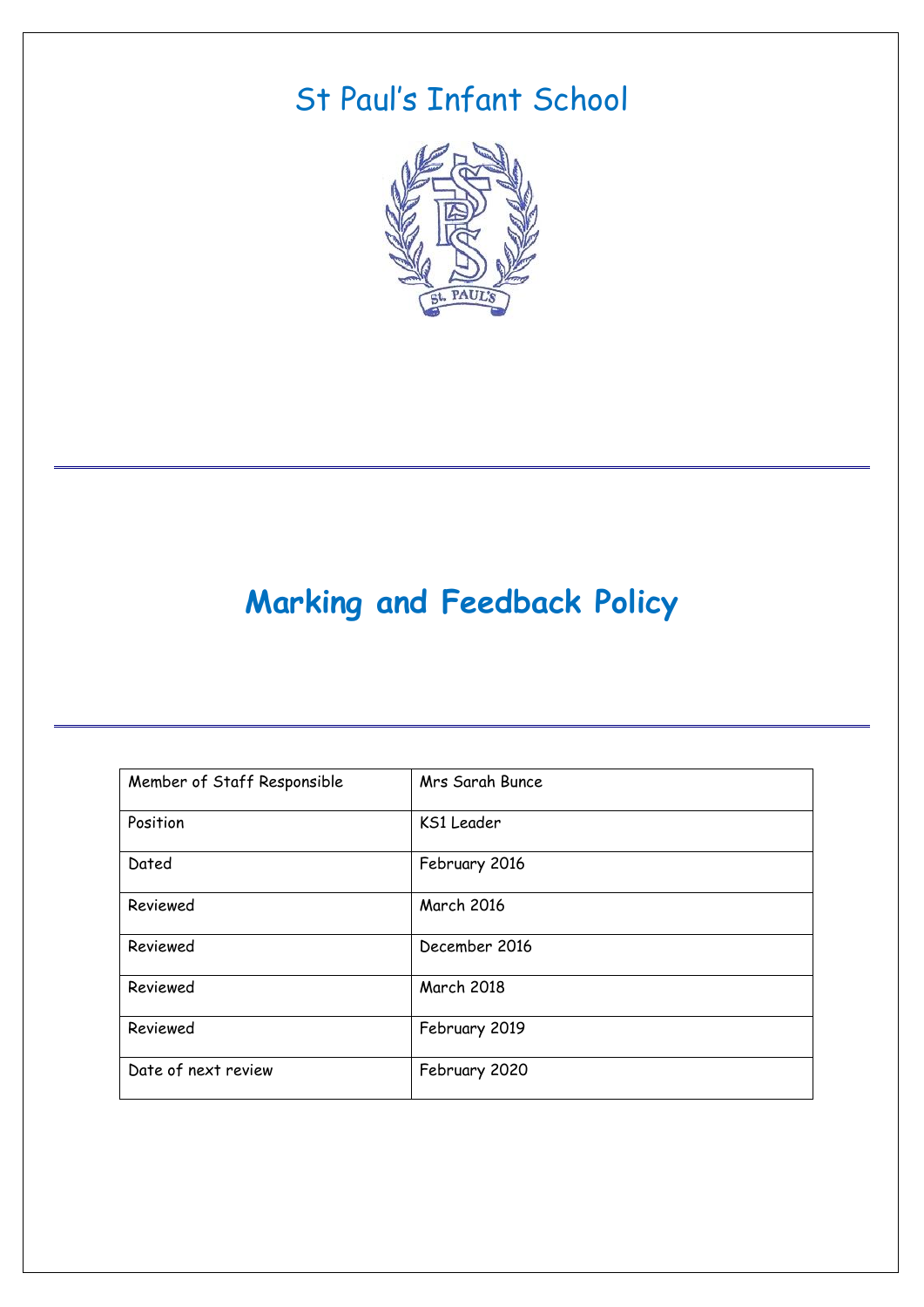# St Paul's Infant School

# Marking and Feedback Policy

| Member of Staff Responsible | Mrs Sarah Bunce |
| --- | --- |
| Position | KS1 Leader |
| Dated | February 2016 |
| Reviewed | March 2016 |
| Reviewed | December 2016 |
| Reviewed | March 2018 |
| Reviewed | February 2019 |
| Date of next review | February 2020 |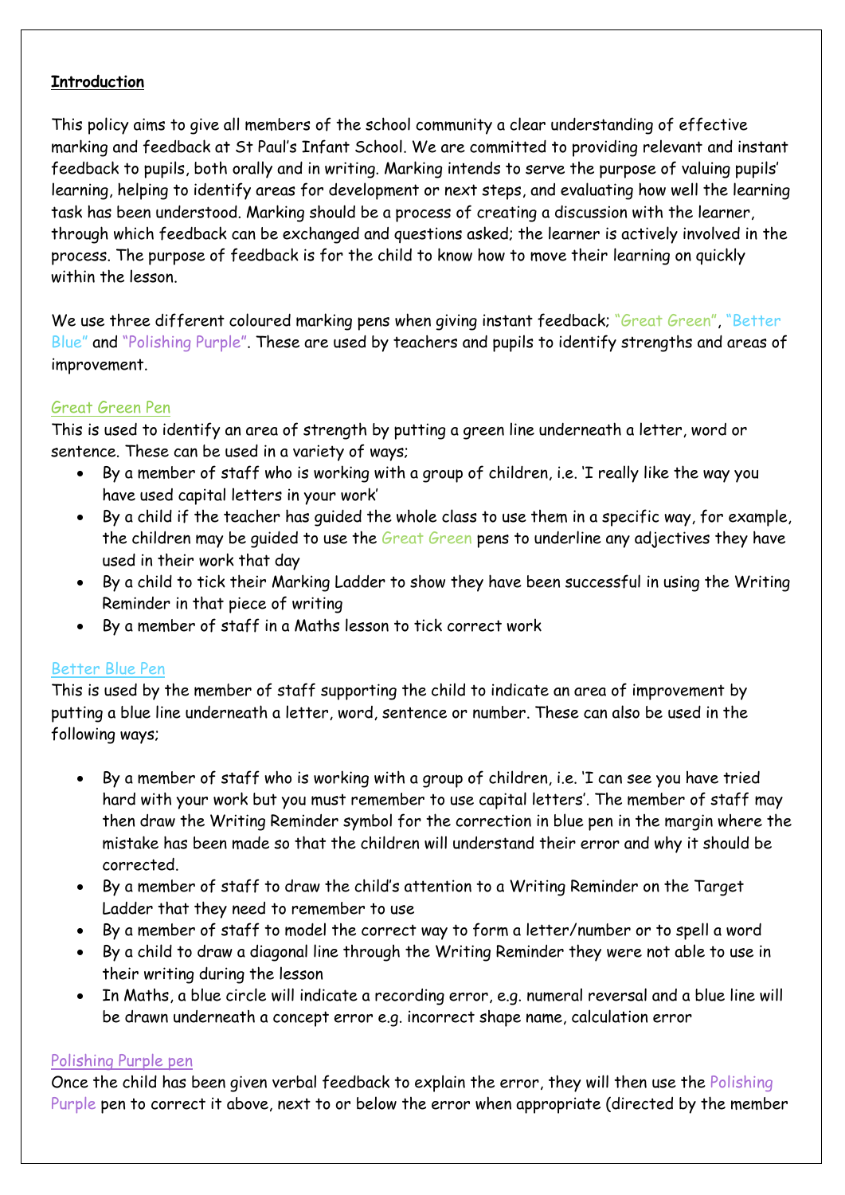**Introduction**

This policy aims to give all members of the school community a clear understanding of effective marking and feedback at St Paul's Infant School. We are committed to providing relevant and instant feedback to pupils, both orally and in writing. Marking intends to serve the purpose of valuing pupils' learning, helping to identify areas for development or next steps, and evaluating how well the learning task has been understood. Marking should be a process of creating a discussion with the learner, through which feedback can be exchanged and questions asked; the learner is actively involved in the process. The purpose of feedback is for the child to know how to move their learning on quickly within the lesson.

We use three different coloured marking pens when giving instant feedback; "Great Green", "Better Blue" and "Polishing Purple". These are used by teachers and pupils to identify strengths and areas of improvement.

Great Green Pen

This is used to identify an area of strength by putting a green line underneath a letter, word or sentence. These can be used in a variety of ways;

- By a member of staff who is working with a group of children, i.e. 'I really like the way you have used capital letters in your work'
- By a child if the teacher has guided the whole class to use them in a specific way, for example, the children may be guided to use the Great Green pens to underline any adjectives they have used in their work that day
- By a child to tick their Marking Ladder to show they have been successful in using the Writing Reminder in that piece of writing
- By a member of staff in a Maths lesson to tick correct work

Better Blue Pen

This is used by the member of staff supporting the child to indicate an area of improvement by putting a blue line underneath a letter, word, sentence or number. These can also be used in the following ways;

- By a member of staff who is working with a group of children, i.e. 'I can see you have tried hard with your work but you must remember to use capital letters'. The member of staff may then draw the Writing Reminder symbol for the correction in blue pen in the margin where the mistake has been made so that the children will understand their error and why it should be corrected.
- By a member of staff to draw the child's attention to a Writing Reminder on the Target Ladder that they need to remember to use
- By a member of staff to model the correct way to form a letter/number or to spell a word
- By a child to draw a diagonal line through the Writing Reminder they were not able to use in their writing during the lesson
- In Maths, a blue circle will indicate a recording error, e.g. numeral reversal and a blue line will be drawn underneath a concept error e.g. incorrect shape name, calculation error

Polishing Purple pen

Once the child has been given verbal feedback to explain the error, they will then use the Polishing Purple pen to correct it above, next to or below the error when appropriate (directed by the member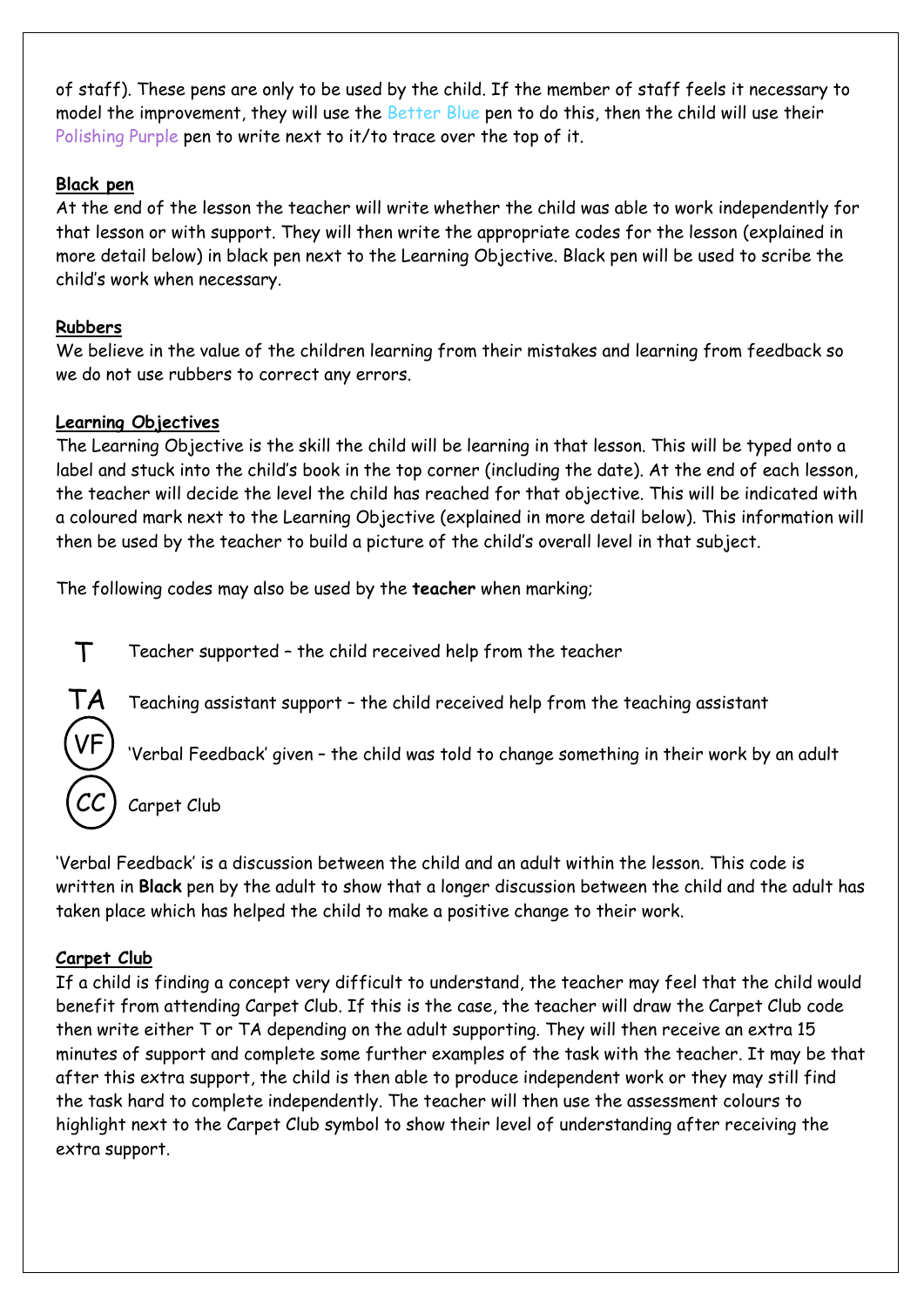of staff). These pens are only to be used by the child. If the member of staff feels it necessary to model the improvement, they will use the Better Blue pen to do this, then the child will use their Polishing Purple pen to write next to it/to trace over the top of it.

**Black pen**

At the end of the lesson the teacher will write whether the child was able to work independently for that lesson or with support. They will then write the appropriate codes for the lesson (explained in more detail below) in black pen next to the Learning Objective. Black pen will be used to scribe the child's work when necessary.

**Rubbers**

We believe in the value of the children learning from their mistakes and learning from feedback so we do not use rubbers to correct any errors.

**Learning Objectives**

The Learning Objective is the skill the child will be learning in that lesson. This will be typed onto a label and stuck into the child's book in the top corner (including the date). At the end of each lesson, the teacher will decide the level the child has reached for that objective. This will be indicated with a coloured mark next to the Learning Objective (explained in more detail below). This information will then be used by the teacher to build a picture of the child's overall level in that subject.

The following codes may also be used by the **teacher** when marking;

| Code | Meaning |
| --- | --- |
| T | Teacher supported – the child received help from the teacher |
| TA | Teaching assistant support – the child received help from the teaching assistant |
| (VF) | 'Verbal Feedback' given – the child was told to change something in their work by an adult |
| (CC) | Carpet Club |

'Verbal Feedback' is a discussion between the child and an adult within the lesson. This code is written in **Black** pen by the adult to show that a longer discussion between the child and the adult has taken place which has helped the child to make a positive change to their work.

**Carpet Club**

If a child is finding a concept very difficult to understand, the teacher may feel that the child would benefit from attending Carpet Club. If this is the case, the teacher will draw the Carpet Club code then write either T or TA depending on the adult supporting. They will then receive an extra 15 minutes of support and complete some further examples of the task with the teacher. It may be that after this extra support, the child is then able to produce independent work or they may still find the task hard to complete independently. The teacher will then use the assessment colours to highlight next to the Carpet Club symbol to show their level of understanding after receiving the extra support.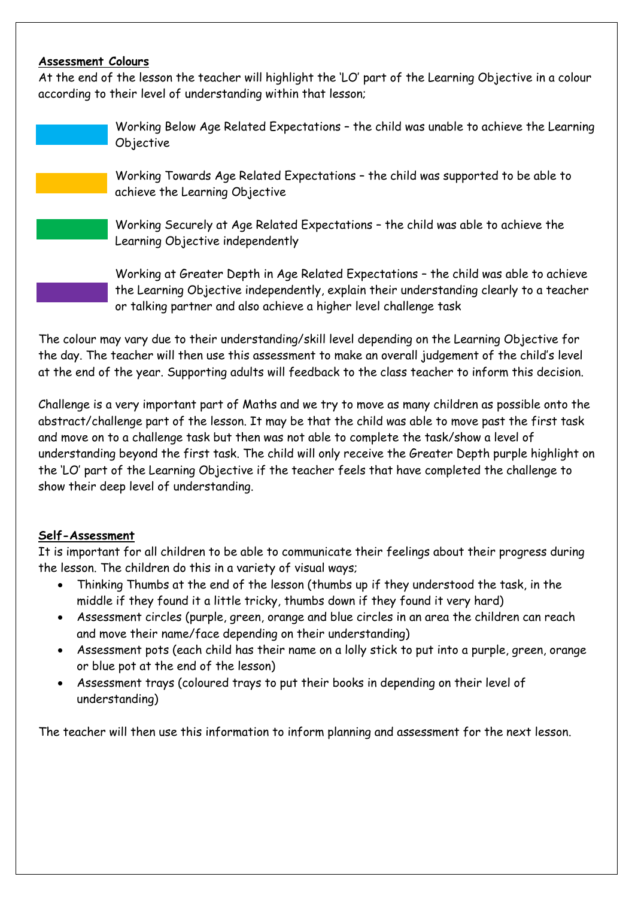**Assessment Colours**

At the end of the lesson the teacher will highlight the 'LO' part of the Learning Objective in a colour according to their level of understanding within that lesson;

- (Blue) Working Below Age Related Expectations – the child was unable to achieve the Learning Objective
- (Orange) Working Towards Age Related Expectations – the child was supported to be able to achieve the Learning Objective
- (Green) Working Securely at Age Related Expectations – the child was able to achieve the Learning Objective independently
- (Purple) Working at Greater Depth in Age Related Expectations – the child was able to achieve the Learning Objective independently, explain their understanding clearly to a teacher or talking partner and also achieve a higher level challenge task

The colour may vary due to their understanding/skill level depending on the Learning Objective for the day. The teacher will then use this assessment to make an overall judgement of the child's level at the end of the year. Supporting adults will feedback to the class teacher to inform this decision.

Challenge is a very important part of Maths and we try to move as many children as possible onto the abstract/challenge part of the lesson. It may be that the child was able to move past the first task and move on to a challenge task but then was not able to complete the task/show a level of understanding beyond the first task. The child will only receive the Greater Depth purple highlight on the 'LO' part of the Learning Objective if the teacher feels that have completed the challenge to show their deep level of understanding.

**Self-Assessment**

It is important for all children to be able to communicate their feelings about their progress during the lesson. The children do this in a variety of visual ways;

- Thinking Thumbs at the end of the lesson (thumbs up if they understood the task, in the middle if they found it a little tricky, thumbs down if they found it very hard)
- Assessment circles (purple, green, orange and blue circles in an area the children can reach and move their name/face depending on their understanding)
- Assessment pots (each child has their name on a lolly stick to put into a purple, green, orange or blue pot at the end of the lesson)
- Assessment trays (coloured trays to put their books in depending on their level of understanding)

The teacher will then use this information to inform planning and assessment for the next lesson.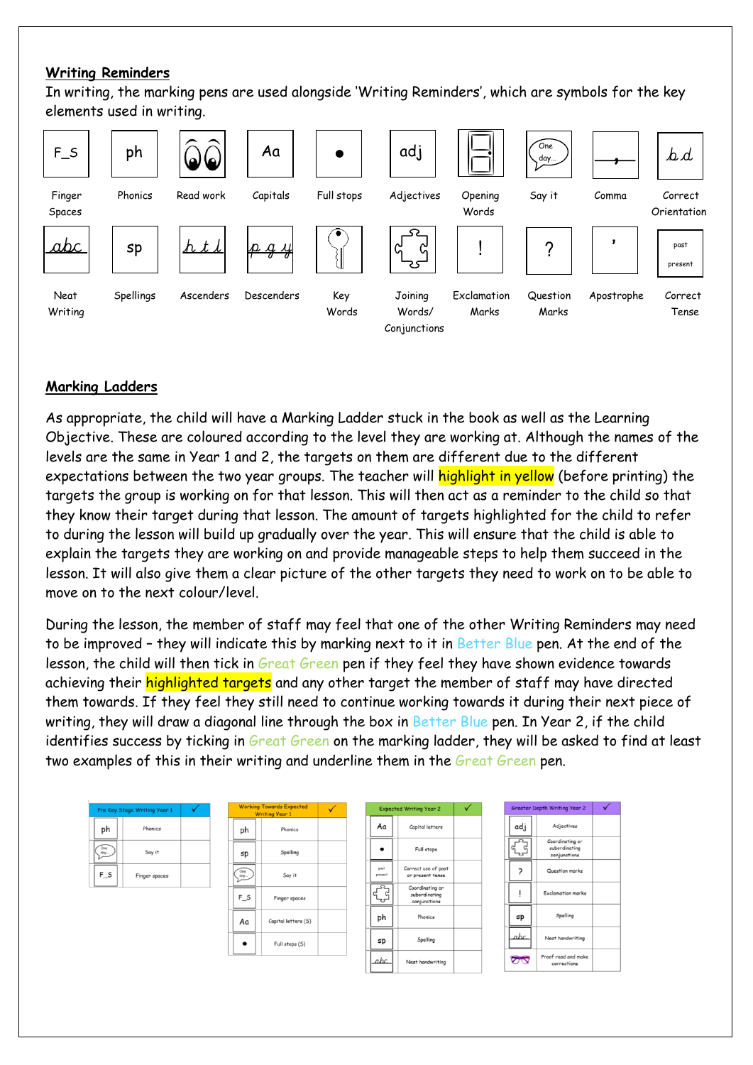## Writing Reminders

In writing, the marking pens are used alongside 'Writing Reminders', which are symbols for the key elements used in writing.

| Symbol | Meaning |
|---|---|
| F_S | Finger Spaces |
| ph | Phonics |
| (eyes) | Read work |
| Aa | Capitals |
| • | Full stops |
| adj | Adjectives |
| (door) | Opening Words |
| One day… | Say it |
| , | Comma |
| b d | Correct Orientation |
| abc | Neat Writing |
| sp | Spellings |
| h t l | Ascenders |
| p g y | Descenders |
| (key) | Key Words |
| (jigsaw) | Joining Words/ Conjunctions |
| ! | Exclamation Marks |
| ? | Question Marks |
| ' | Apostrophe |
| past / present | Correct Tense |

## Marking Ladders

As appropriate, the child will have a Marking Ladder stuck in the book as well as the Learning Objective. These are coloured according to the level they are working at. Although the names of the levels are the same in Year 1 and 2, the targets on them are different due to the different expectations between the two year groups. The teacher will highlight in yellow (before printing) the targets the group is working on for that lesson. This will then act as a reminder to the child so that they know their target during that lesson. The amount of targets highlighted for the child to refer to during the lesson will build up gradually over the year. This will ensure that the child is able to explain the targets they are working on and provide manageable steps to help them succeed in the lesson. It will also give them a clear picture of the other targets they need to work on to be able to move on to the next colour/level.

During the lesson, the member of staff may feel that one of the other Writing Reminders may need to be improved – they will indicate this by marking next to it in Better Blue pen. At the end of the lesson, the child will then tick in Great Green pen if they feel they have shown evidence towards achieving their highlighted targets and any other target the member of staff may have directed them towards. If they feel they still need to continue working towards it during their next piece of writing, they will draw a diagonal line through the box in Better Blue pen. In Year 2, if the child identifies success by ticking in Great Green on the marking ladder, they will be asked to find at least two examples of this in their writing and underline them in the Great Green pen.

| Pre Key Stage Writing Year 1 | | ✓ |
|---|---|---|
| ph | Phonics | |
| One day… | Say it | |
| F_S | Finger spaces | |

| Working Towards Expected Writing Year 1 | | ✓ |
|---|---|---|
| ph | Phonics | |
| sp | Spelling | |
| One day… | Say it | |
| F_S | Finger spaces | |
| Aa | Capital letters (5) | |
| • | Full stops (5) | |

| Expected Writing Year 2 | | ✓ |
|---|---|---|
| Aa | Capital letters | |
| • | Full stops | |
| past present | Correct use of past or present tense | |
| (jigsaw) | Coordinating or subordinating conjunctions | |
| ph | Phonics | |
| sp | Spelling | |
| abc | Neat handwriting | |

| Greater Depth Writing Year 2 | | ✓ |
|---|---|---|
| adj | Adjectives | |
| (jigsaw) | Coordinating or subordinating conjunctions | |
| ? | Question marks | |
| ! | Exclamation marks | |
| sp | Spelling | |
| abc | Neat handwriting | |
| (glasses) | Proof read and make corrections | |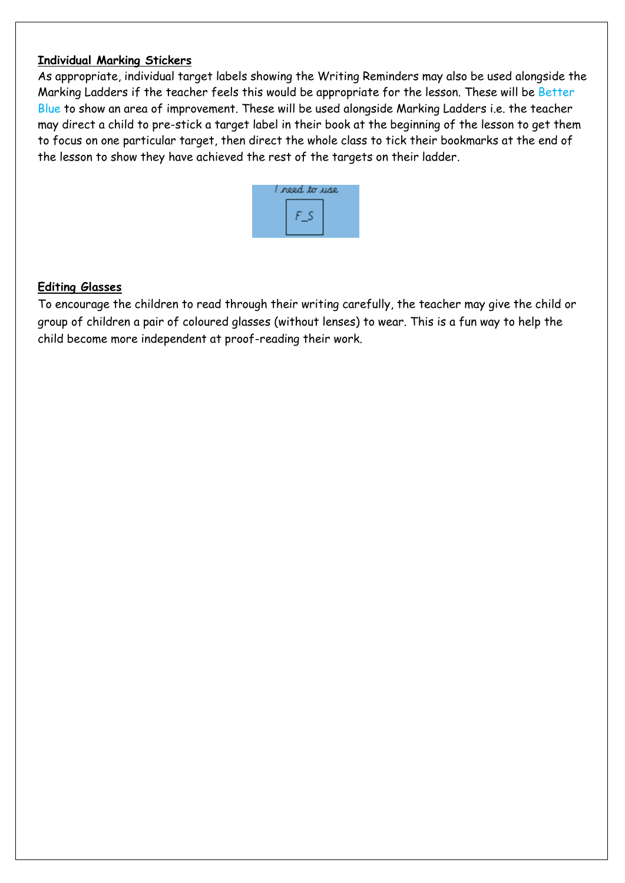**Individual Marking Stickers**

As appropriate, individual target labels showing the Writing Reminders may also be used alongside the Marking Ladders if the teacher feels this would be appropriate for the lesson. These will be Better Blue to show an area of improvement. These will be used alongside Marking Ladders i.e. the teacher may direct a child to pre-stick a target label in their book at the beginning of the lesson to get them to focus on one particular target, then direct the whole class to tick their bookmarks at the end of the lesson to show they have achieved the rest of the targets on their ladder.

I need to use

F_S

**Editing Glasses**

To encourage the children to read through their writing carefully, the teacher may give the child or group of children a pair of coloured glasses (without lenses) to wear. This is a fun way to help the child become more independent at proof-reading their work.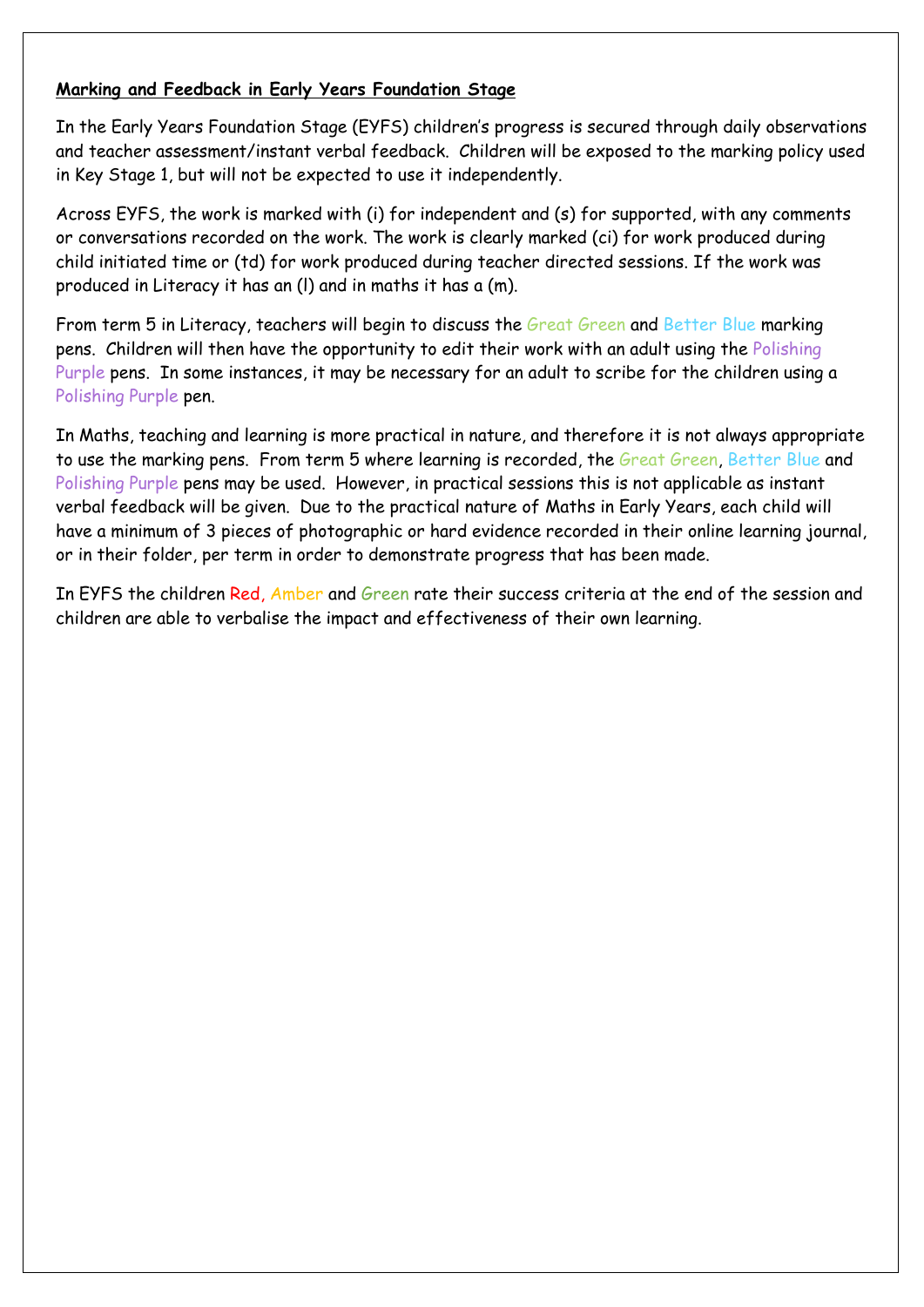**Marking and Feedback in Early Years Foundation Stage**

In the Early Years Foundation Stage (EYFS) children's progress is secured through daily observations and teacher assessment/instant verbal feedback. Children will be exposed to the marking policy used in Key Stage 1, but will not be expected to use it independently.

Across EYFS, the work is marked with (i) for independent and (s) for supported, with any comments or conversations recorded on the work. The work is clearly marked (ci) for work produced during child initiated time or (td) for work produced during teacher directed sessions. If the work was produced in Literacy it has an (l) and in maths it has a (m).

From term 5 in Literacy, teachers will begin to discuss the Great Green and Better Blue marking pens. Children will then have the opportunity to edit their work with an adult using the Polishing Purple pens. In some instances, it may be necessary for an adult to scribe for the children using a Polishing Purple pen.

In Maths, teaching and learning is more practical in nature, and therefore it is not always appropriate to use the marking pens. From term 5 where learning is recorded, the Great Green, Better Blue and Polishing Purple pens may be used. However, in practical sessions this is not applicable as instant verbal feedback will be given. Due to the practical nature of Maths in Early Years, each child will have a minimum of 3 pieces of photographic or hard evidence recorded in their online learning journal, or in their folder, per term in order to demonstrate progress that has been made.

In EYFS the children Red, Amber and Green rate their success criteria at the end of the session and children are able to verbalise the impact and effectiveness of their own learning.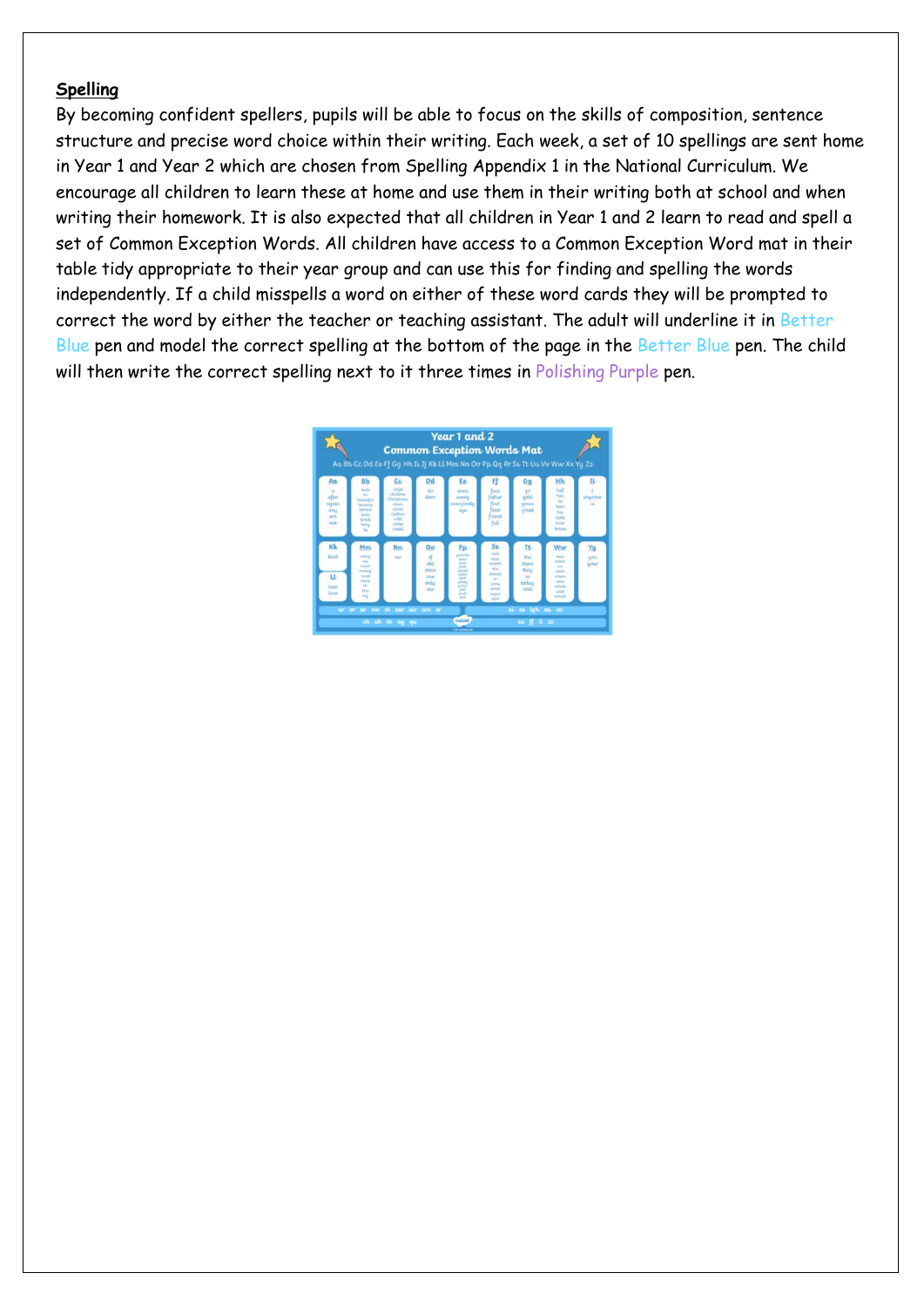**Spelling**

By becoming confident spellers, pupils will be able to focus on the skills of composition, sentence structure and precise word choice within their writing. Each week, a set of 10 spellings are sent home in Year 1 and Year 2 which are chosen from Spelling Appendix 1 in the National Curriculum. We encourage all children to learn these at home and use them in their writing both at school and when writing their homework. It is also expected that all children in Year 1 and 2 learn to read and spell a set of Common Exception Words. All children have access to a Common Exception Word mat in their table tidy appropriate to their year group and can use this for finding and spelling the words independently. If a child misspells a word on either of these word cards they will be prompted to correct the word by either the teacher or teaching assistant. The adult will underline it in Better Blue pen and model the correct spelling at the bottom of the page in the Better Blue pen. The child will then write the correct spelling next to it three times in Polishing Purple pen.